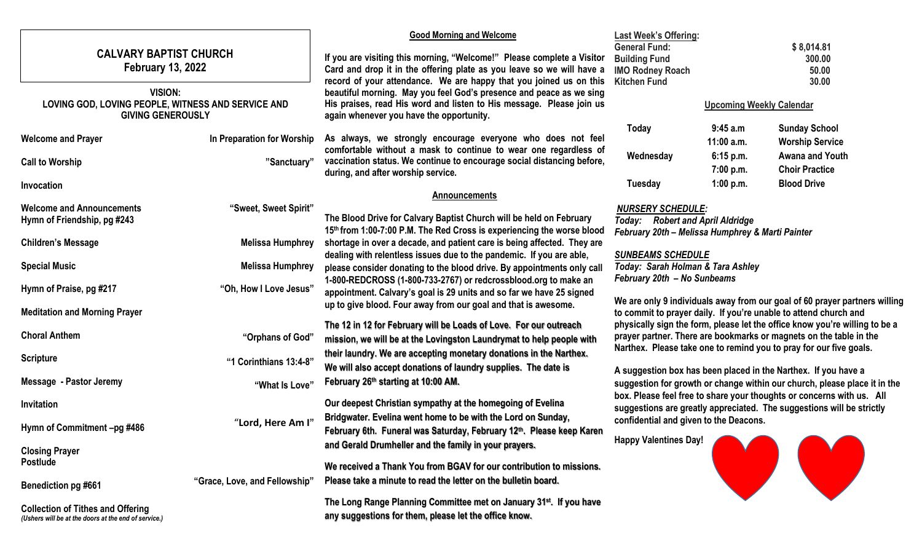# CALVARY BAPTIST CHURCH

**February 13, 2022**

**VISION:**
**LOVING GOD, LOVING PEOPLE, WITNESS AND SERVICE AND GIVING GENEROUSLY**

| | |
|---|---|
| **Welcome and Prayer** | **In Preparation for Worship** |
| **Call to Worship** | **"Sanctuary"** |
| **Invocation** | |
| **Welcome and Announcements** | **"Sweet, Sweet Spirit"** |
| **Hymn of Friendship, pg #243** | |
| **Children's Message** | **Melissa Humphrey** |
| **Special Music** | **Melissa Humphrey** |
| **Hymn of Praise, pg #217** | **"Oh, How I Love Jesus"** |
| **Meditation and Morning Prayer** | |
| **Choral Anthem** | **"Orphans of God"** |
| **Scripture** | **"1 Corinthians 13:4-8"** |
| **Message - Pastor Jeremy** | **"What Is Love"** |
| **Invitation** | |
| **Hymn of Commitment –pg #486** | **"Lord, Here Am I"** |
| **Closing Prayer** | |
| **Postlude** | |
| **Benediction pg #661** | **"Grace, Love, and Fellowship"** |
| **Collection of Tithes and Offering** | |

*(Ushers will be at the doors at the end of service.)*

## Good Morning and Welcome

**If you are visiting this morning, "Welcome!" Please complete a Visitor Card and drop it in the offering plate as you leave so we will have a record of your attendance. We are happy that you joined us on this beautiful morning. May you feel God's presence and peace as we sing His praises, read His word and listen to His message. Please join us again whenever you have the opportunity.**

**As always, we strongly encourage everyone who does not feel comfortable without a mask to continue to wear one regardless of vaccination status. We continue to encourage social distancing before, during, and after worship service.**

## Announcements

**The Blood Drive for Calvary Baptist Church will be held on February 15th from 1:00-7:00 P.M. The Red Cross is experiencing the worse blood shortage in over a decade, and patient care is being affected. They are dealing with relentless issues due to the pandemic. If you are able, please consider donating to the blood drive. By appointments only call 1-800-REDCROSS (1-800-733-2767) or redcrossblood.org to make an appointment. Calvary's goal is 29 units and so far we have 25 signed up to give blood. Four away from our goal and that is awesome.**

**The 12 in 12 for February will be Loads of Love. For our outreach mission, we will be at the Lovingston Laundrymat to help people with their laundry. We are accepting monetary donations in the Narthex. We will also accept donations of laundry supplies. The date is February 26th starting at 10:00 AM.**

**Our deepest Christian sympathy at the homegoing of Evelina Bridgwater. Evelina went home to be with the Lord on Sunday, February 6th. Funeral was Saturday, February 12th. Please keep Karen and Gerald Drumheller and the family in your prayers.**

**We received a Thank You from BGAV for our contribution to missions. Please take a minute to read the letter on the bulletin board.**

**The Long Range Planning Committee met on January 31st. If you have any suggestions for them, please let the office know.**

**Last Week's Offering:**

| | |
|---|---|
| **General Fund:** | **$ 8,014.81** |
| **Building Fund** | **300.00** |
| **IMO Rodney Roach** | **50.00** |
| **Kitchen Fund** | **30.00** |

## Upcoming Weekly Calendar

| | | |
|---|---|---|
| **Today** | **9:45 a.m** | **Sunday School** |
| | **11:00 a.m.** | **Worship Service** |
| **Wednesday** | **6:15 p.m.** | **Awana and Youth** |
| | **7:00 p.m.** | **Choir Practice** |
| **Tuesday** | **1:00 p.m.** | **Blood Drive** |

***NURSERY SCHEDULE:***
***Today: Robert and April Aldridge***
***February 20th – Melissa Humphrey & Marti Painter***

***SUNBEAMS SCHEDULE***
***Today: Sarah Holman & Tara Ashley***
***February 20th – No Sunbeams***

**We are only 9 individuals away from our goal of 60 prayer partners willing to commit to prayer daily. If you're unable to attend church and physically sign the form, please let the office know you're willing to be a prayer partner. There are bookmarks or magnets on the table in the Narthex. Please take one to remind you to pray for our five goals.**

**A suggestion box has been placed in the Narthex. If you have a suggestion for growth or change within our church, please place it in the box. Please feel free to share your thoughts or concerns with us. All suggestions are greatly appreciated. The suggestions will be strictly confidential and given to the Deacons.**

**Happy Valentines Day!**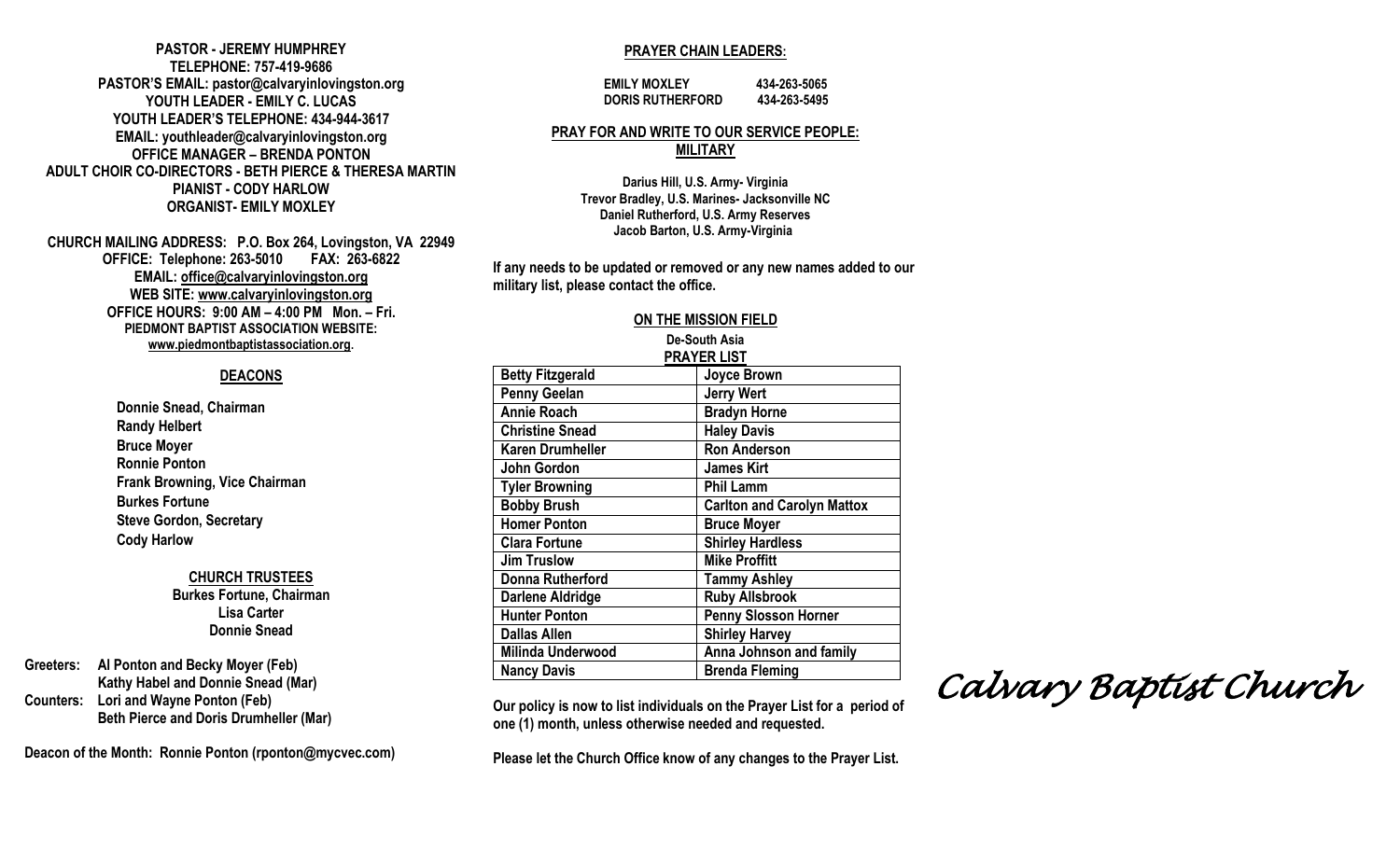**PASTOR - JEREMY HUMPHREY**
**TELEPHONE: 757-419-9686**
**PASTOR'S EMAIL: pastor@calvaryinlovingston.org**
**YOUTH LEADER - EMILY C. LUCAS**
**YOUTH LEADER'S TELEPHONE: 434-944-3617**
**EMAIL: youthleader@calvaryinlovingston.org**
**OFFICE MANAGER – BRENDA PONTON**
**ADULT CHOIR CO-DIRECTORS - BETH PIERCE & THERESA MARTIN**
**PIANIST - CODY HARLOW**
**ORGANIST- EMILY MOXLEY**

**CHURCH MAILING ADDRESS: P.O. Box 264, Lovingston, VA 22949**
**OFFICE: Telephone: 263-5010 FAX: 263-6822**
**EMAIL: office@calvaryinlovingston.org**
**WEB SITE: www.calvaryinlovingston.org**
**OFFICE HOURS: 9:00 AM – 4:00 PM Mon. – Fri.**
**PIEDMONT BAPTIST ASSOCIATION WEBSITE:**
**www.piedmontbaptistassociation.org.**

## DEACONS

Donnie Snead, Chairman
Randy Helbert
Bruce Moyer
Ronnie Ponton
Frank Browning, Vice Chairman
Burkes Fortune
Steve Gordon, Secretary
Cody Harlow

## CHURCH TRUSTEES

Burkes Fortune, Chairman
Lisa Carter
Donnie Snead

**Greeters:** Al Ponton and Becky Moyer (Feb)
Kathy Habel and Donnie Snead (Mar)
**Counters:** Lori and Wayne Ponton (Feb)
Beth Pierce and Doris Drumheller (Mar)

**Deacon of the Month: Ronnie Ponton (rponton@mycvec.com)**

## PRAYER CHAIN LEADERS:

EMILY MOXLEY 434-263-5065
DORIS RUTHERFORD 434-263-5495

## PRAY FOR AND WRITE TO OUR SERVICE PEOPLE:

### MILITARY

Darius Hill, U.S. Army- Virginia
Trevor Bradley, U.S. Marines- Jacksonville NC
Daniel Rutherford, U.S. Army Reserves
Jacob Barton, U.S. Army-Virginia

**If any needs to be updated or removed or any new names added to our military list, please contact the office.**

## ON THE MISSION FIELD

De-South Asia

## PRAYER LIST

| | |
|---|---|
| Betty Fitzgerald | Joyce Brown |
| Penny Geelan | Jerry Wert |
| Annie Roach | Bradyn Horne |
| Christine Snead | Haley Davis |
| Karen Drumheller | Ron Anderson |
| John Gordon | James Kirt |
| Tyler Browning | Phil Lamm |
| Bobby Brush | Carlton and Carolyn Mattox |
| Homer Ponton | Bruce Moyer |
| Clara Fortune | Shirley Hardless |
| Jim Truslow | Mike Proffitt |
| Donna Rutherford | Tammy Ashley |
| Darlene Aldridge | Ruby Allsbrook |
| Hunter Ponton | Penny Slosson Horner |
| Dallas Allen | Shirley Harvey |
| Milinda Underwood | Anna Johnson and family |
| Nancy Davis | Brenda Fleming |

**Our policy is now to list individuals on the Prayer List for a period of one (1) month, unless otherwise needed and requested.**

**Please let the Church Office know of any changes to the Prayer List.**

# *Calvary Baptist Church*